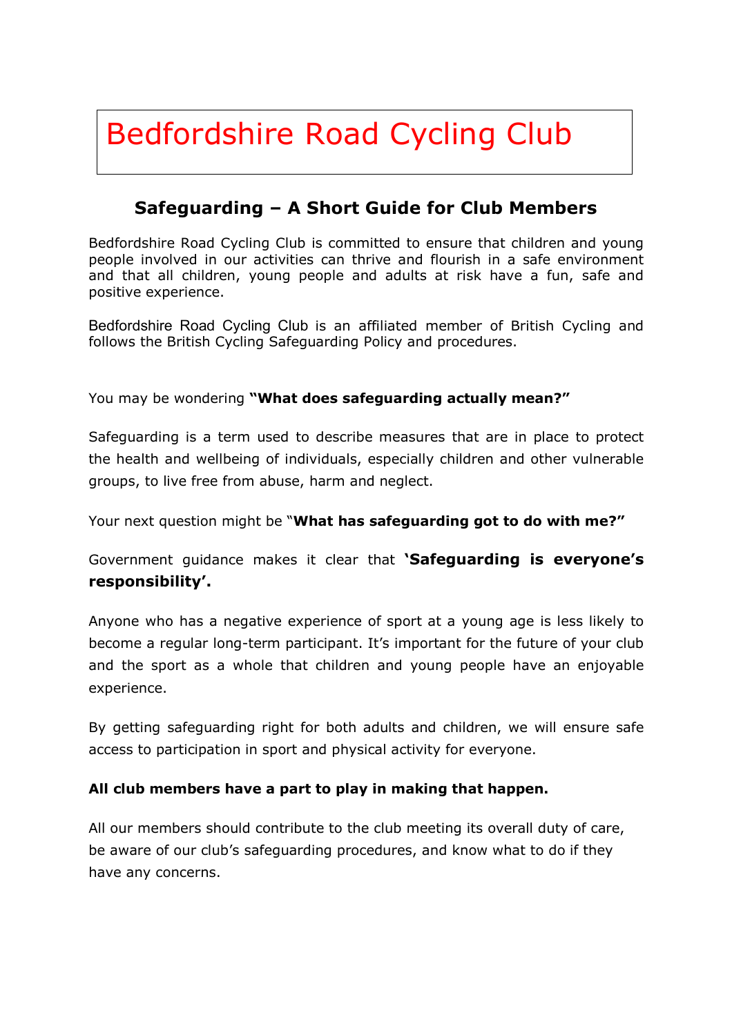# Bedfordshire Road Cycling Club

## Safeguarding – A Short Guide for Club Members

Bedfordshire Road Cycling Club is committed to ensure that children and young people involved in our activities can thrive and flourish in a safe environment and that all children, young people and adults at risk have a fun, safe and positive experience.

Bedfordshire Road Cycling Club is an affiliated member of British Cycling and follows the British Cycling Safeguarding Policy and procedures.

You may be wondering **"What does safeguarding actually mean?"**

Safeguarding is a term used to describe measures that are in place to protect the health and wellbeing of individuals, especially children and other vulnerable groups, to live free from abuse, harm and neglect.

Your next question might be "**What has safeguarding got to do with me?"**

Government guidance makes it clear that **'Safeguarding is everyone's responsibility'.**

Anyone who has a negative experience of sport at a young age is less likely to become a regular long-term participant. It's important for the future of your club and the sport as a whole that children and young people have an enjoyable experience.

By getting safeguarding right for both adults and children, we will ensure safe access to participation in sport and physical activity for everyone.

**All club members have a part to play in making that happen.**

All our members should contribute to the club meeting its overall duty of care, be aware of our club's safeguarding procedures, and know what to do if they have any concerns.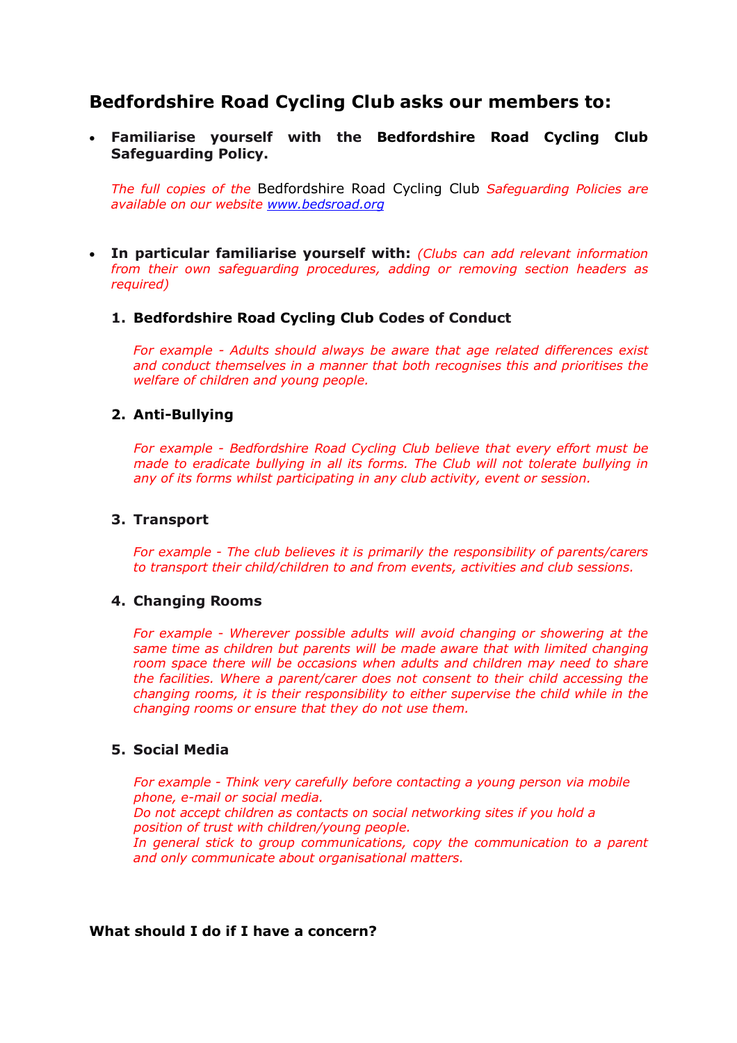## Bedfordshire Road Cycling Club asks our members to:

- **Familiarise yourself with the Bedfordshire Road Cycling Club Safeguarding Policy.**

  *The full copies of the* Bedfordshire Road Cycling Club *Safeguarding Policies are available on our website [www.bedsroad.org](www.bedsroad.org)*

- **In particular familiarise yourself with:** *(Clubs can add relevant information from their own safeguarding procedures, adding or removing section headers as required)*

  1. **Bedfordshire Road Cycling Club Codes of Conduct**

     *For example - Adults should always be aware that age related differences exist and conduct themselves in a manner that both recognises this and prioritises the welfare of children and young people.*

  2. **Anti-Bullying**

     *For example - Bedfordshire Road Cycling Club believe that every effort must be made to eradicate bullying in all its forms. The Club will not tolerate bullying in any of its forms whilst participating in any club activity, event or session.*

  3. **Transport**

     *For example - The club believes it is primarily the responsibility of parents/carers to transport their child/children to and from events, activities and club sessions.*

  4. **Changing Rooms**

     *For example - Wherever possible adults will avoid changing or showering at the same time as children but parents will be made aware that with limited changing room space there will be occasions when adults and children may need to share the facilities. Where a parent/carer does not consent to their child accessing the changing rooms, it is their responsibility to either supervise the child while in the changing rooms or ensure that they do not use them.*

  5. **Social Media**

     *For example - Think very carefully before contacting a young person via mobile phone, e-mail or social media.*
     *Do not accept children as contacts on social networking sites if you hold a position of trust with children/young people.*
     *In general stick to group communications, copy the communication to a parent and only communicate about organisational matters.*

**What should I do if I have a concern?**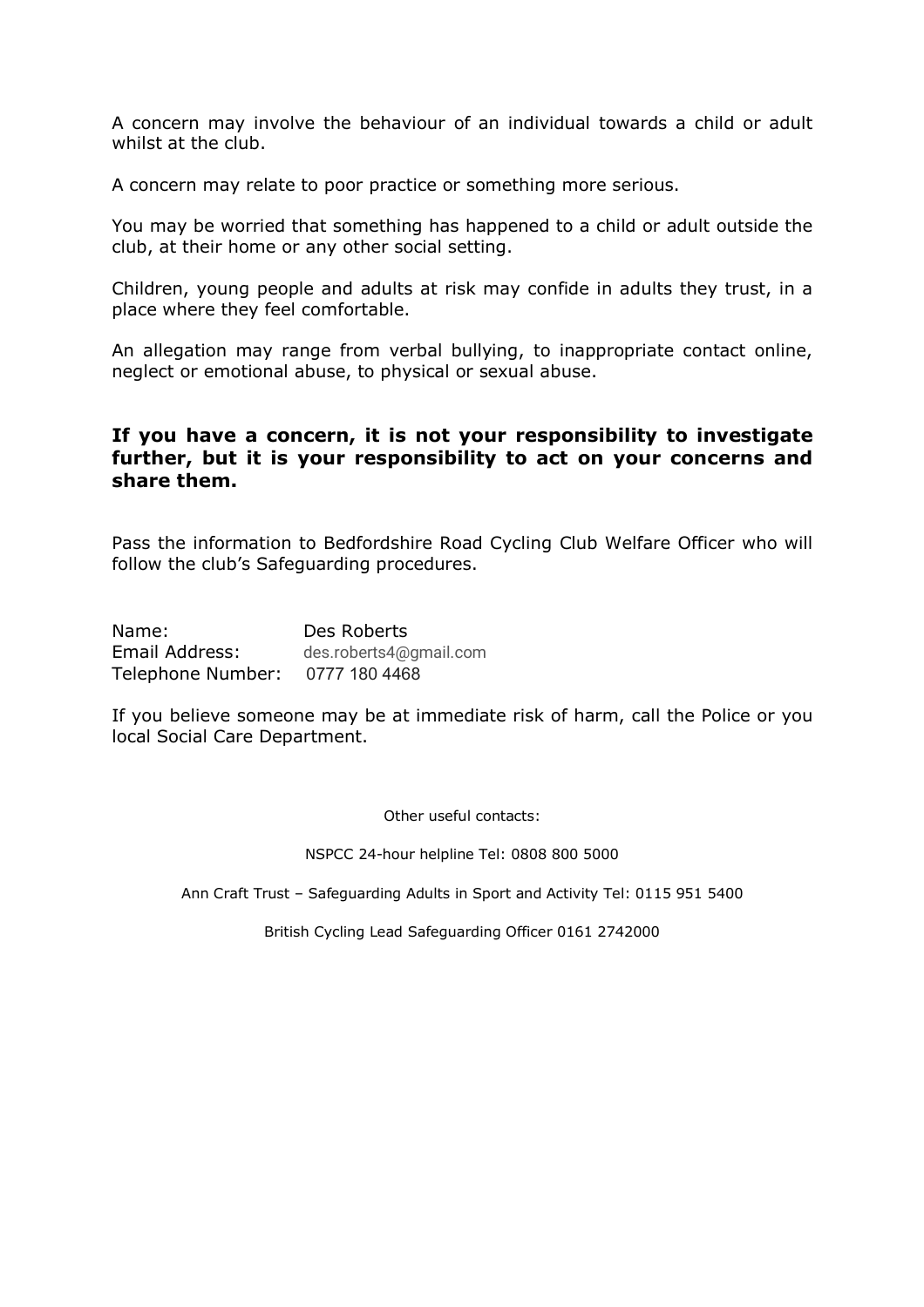A concern may involve the behaviour of an individual towards a child or adult whilst at the club.

A concern may relate to poor practice or something more serious.

You may be worried that something has happened to a child or adult outside the club, at their home or any other social setting.

Children, young people and adults at risk may confide in adults they trust, in a place where they feel comfortable.

An allegation may range from verbal bullying, to inappropriate contact online, neglect or emotional abuse, to physical or sexual abuse.

**If you have a concern, it is not your responsibility to investigate further, but it is your responsibility to act on your concerns and share them.**

Pass the information to Bedfordshire Road Cycling Club Welfare Officer who will follow the club's Safeguarding procedures.

| | |
|---|---|
| Name: | Des Roberts |
| Email Address: | des.roberts4@gmail.com |
| Telephone Number: | 0777 180 4468 |

If you believe someone may be at immediate risk of harm, call the Police or you local Social Care Department.

Other useful contacts:

NSPCC 24-hour helpline Tel: 0808 800 5000

Ann Craft Trust – Safeguarding Adults in Sport and Activity Tel: 0115 951 5400

British Cycling Lead Safeguarding Officer 0161 2742000